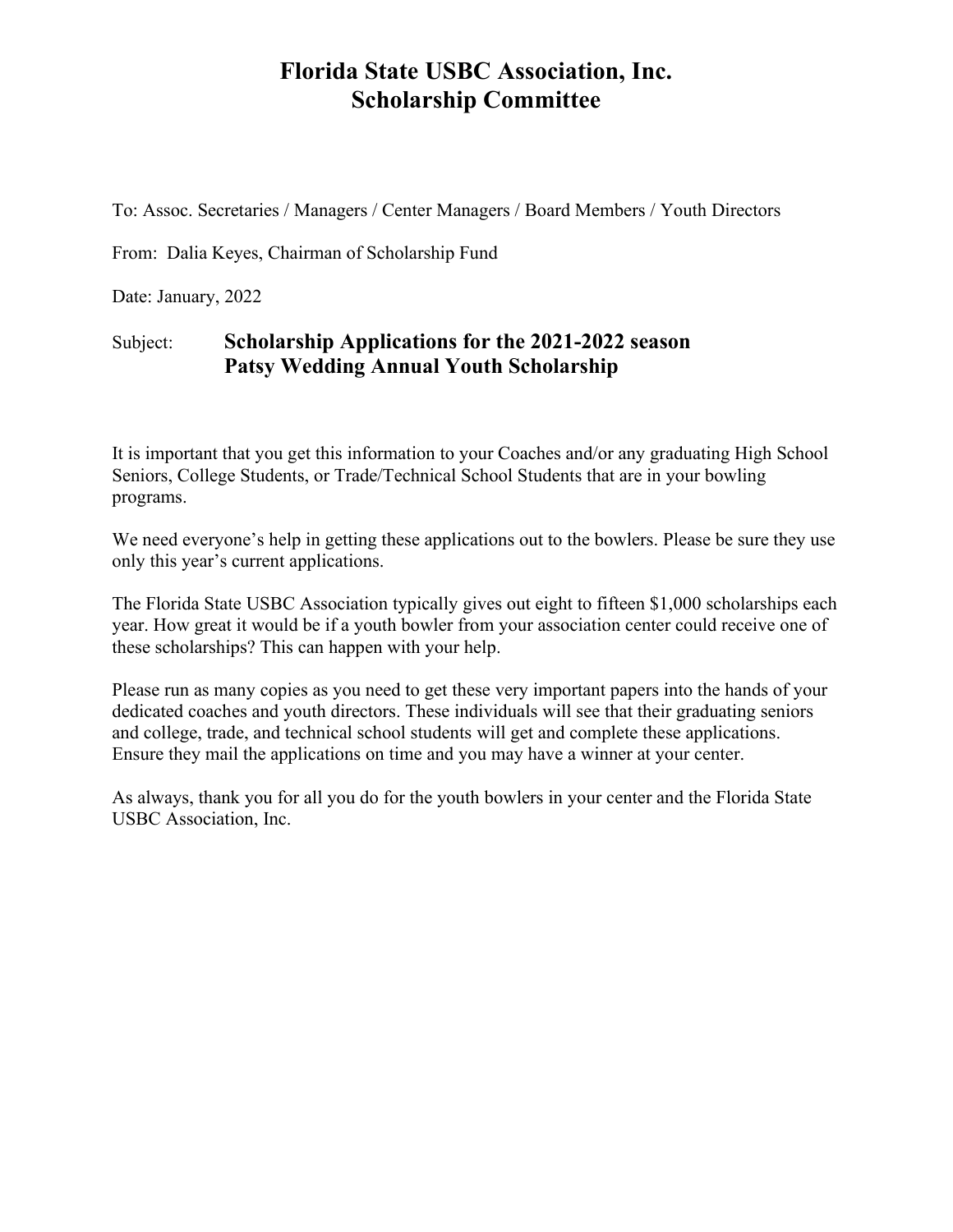# Florida State USBC Association, Inc.
# Scholarship Committee

To: Assoc. Secretaries / Managers / Center Managers / Board Members / Youth Directors

From: Dalia Keyes, Chairman of Scholarship Fund

Date: January, 2022

Subject: **Scholarship Applications for the 2021-2022 season**
**Patsy Wedding Annual Youth Scholarship**

It is important that you get this information to your Coaches and/or any graduating High School Seniors, College Students, or Trade/Technical School Students that are in your bowling programs.

We need everyone's help in getting these applications out to the bowlers. Please be sure they use only this year's current applications.

The Florida State USBC Association typically gives out eight to fifteen $1,000 scholarships each year. How great it would be if a youth bowler from your association center could receive one of these scholarships? This can happen with your help.

Please run as many copies as you need to get these very important papers into the hands of your dedicated coaches and youth directors. These individuals will see that their graduating seniors and college, trade, and technical school students will get and complete these applications. Ensure they mail the applications on time and you may have a winner at your center.

As always, thank you for all you do for the youth bowlers in your center and the Florida State USBC Association, Inc.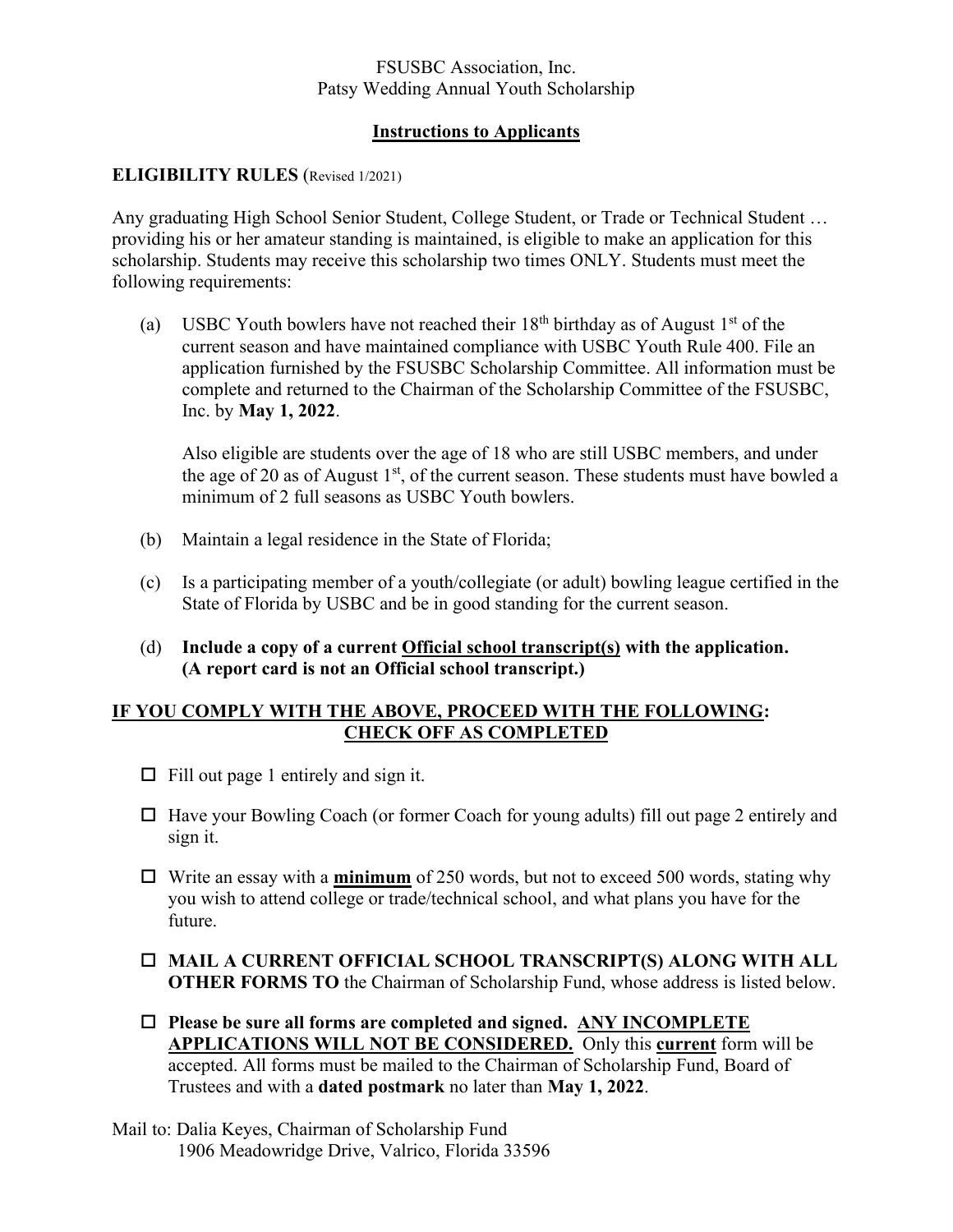FSUSBC Association, Inc.
Patsy Wedding Annual Youth Scholarship

## Instructions to Applicants

**ELIGIBILITY RULES** (Revised 1/2021)

Any graduating High School Senior Student, College Student, or Trade or Technical Student … providing his or her amateur standing is maintained, is eligible to make an application for this scholarship. Students may receive this scholarship two times ONLY. Students must meet the following requirements:

(a) USBC Youth bowlers have not reached their 18th birthday as of August 1st of the current season and have maintained compliance with USBC Youth Rule 400. File an application furnished by the FSUSBC Scholarship Committee. All information must be complete and returned to the Chairman of the Scholarship Committee of the FSUSBC, Inc. by **May 1, 2022**.

Also eligible are students over the age of 18 who are still USBC members, and under the age of 20 as of August 1st, of the current season. These students must have bowled a minimum of 2 full seasons as USBC Youth bowlers.

(b) Maintain a legal residence in the State of Florida;

(c) Is a participating member of a youth/collegiate (or adult) bowling league certified in the State of Florida by USBC and be in good standing for the current season.

(d) **Include a copy of a current Official school transcript(s) with the application. (A report card is not an Official school transcript.)**

**IF YOU COMPLY WITH THE ABOVE, PROCEED WITH THE FOLLOWING: CHECK OFF AS COMPLETED**

- ☐ Fill out page 1 entirely and sign it.
- ☐ Have your Bowling Coach (or former Coach for young adults) fill out page 2 entirely and sign it.
- ☐ Write an essay with a **minimum** of 250 words, but not to exceed 500 words, stating why you wish to attend college or trade/technical school, and what plans you have for the future.
- ☐ **MAIL A CURRENT OFFICIAL SCHOOL TRANSCRIPT(S) ALONG WITH ALL OTHER FORMS TO** the Chairman of Scholarship Fund, whose address is listed below.
- ☐ **Please be sure all forms are completed and signed. ANY INCOMPLETE APPLICATIONS WILL NOT BE CONSIDERED.** Only this **current** form will be accepted. All forms must be mailed to the Chairman of Scholarship Fund, Board of Trustees and with a **dated postmark** no later than **May 1, 2022**.

Mail to: Dalia Keyes, Chairman of Scholarship Fund
1906 Meadowridge Drive, Valrico, Florida 33596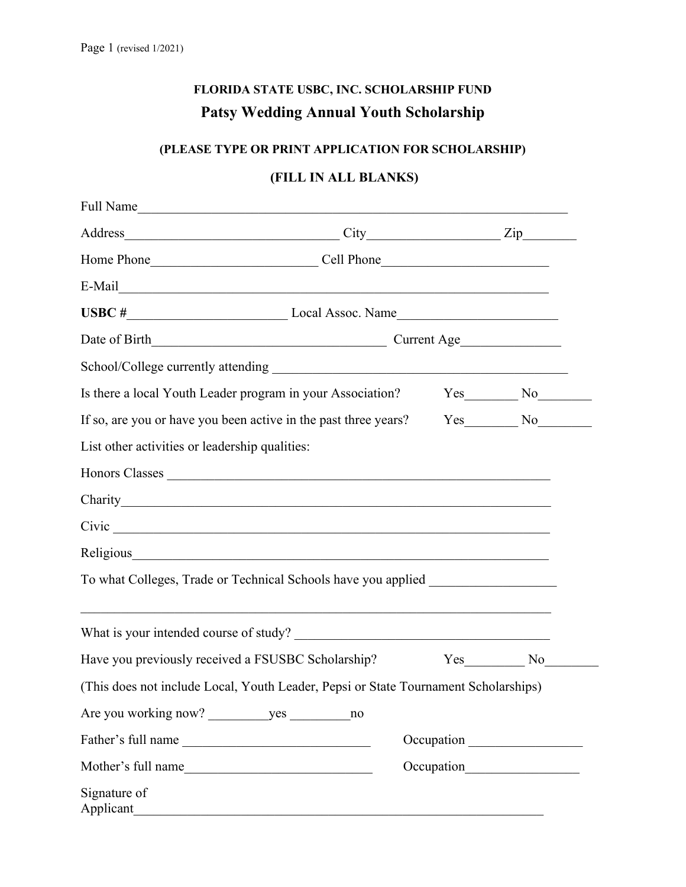**FLORIDA STATE USBC, INC. SCHOLARSHIP FUND**

# Patsy Wedding Annual Youth Scholarship

**(PLEASE TYPE OR PRINT APPLICATION FOR SCHOLARSHIP)**

**(FILL IN ALL BLANKS)**

Full Name_______________________________________________________________

Address_______________________________ City___________________ Zip________

Home Phone________________________ Cell Phone________________________

E-Mail______________________________________________________________

**USBC #**______________________ Local Assoc. Name______________________

Date of Birth_________________________________ Current Age______________

School/College currently attending ________________________________________

Is there a local Youth Leader program in your Association? Yes________ No________

If so, are you or have you been active in the past three years? Yes________ No________

List other activities or leadership qualities:

Honors Classes ______________________________________________________

Charity____________________________________________________________

Civic ______________________________________________________________

Religious___________________________________________________________

To what Colleges, Trade or Technical Schools have you applied __________________

_________________________________________________________________

What is your intended course of study? ____________________________________

Have you previously received a FSUSBC Scholarship? Yes________ No________

(This does not include Local, Youth Leader, Pepsi or State Tournament Scholarships)

Are you working now? _________yes _________no

Father's full name ___________________________ Occupation _________________

Mother's full name___________________________ Occupation_________________

Signature of Applicant_________________________________________________________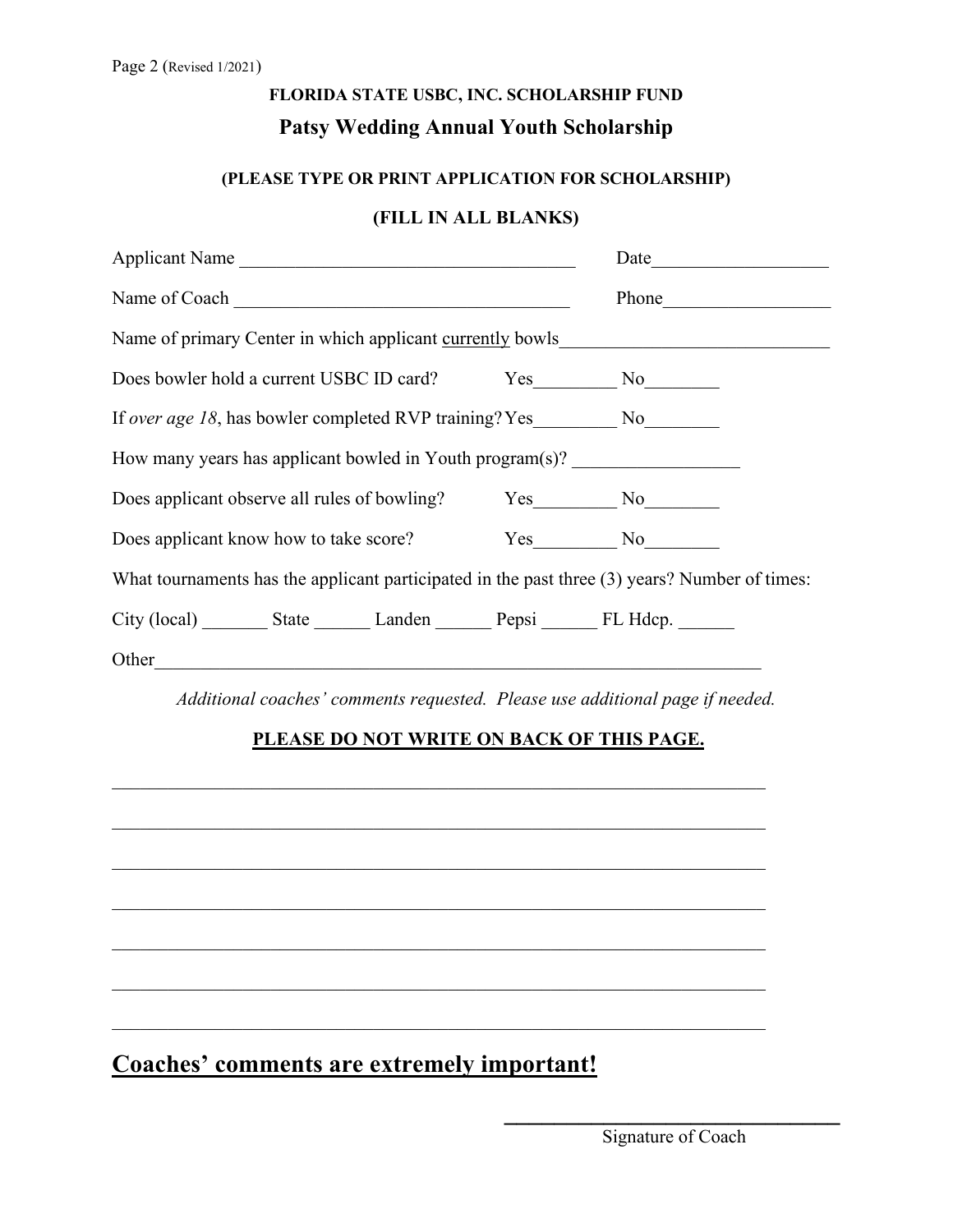**FLORIDA STATE USBC, INC. SCHOLARSHIP FUND**

## Patsy Wedding Annual Youth Scholarship

**(PLEASE TYPE OR PRINT APPLICATION FOR SCHOLARSHIP)**

**(FILL IN ALL BLANKS)**

Applicant Name ____________________________________ Date__________________

Name of Coach ____________________________________ Phone_________________

Name of primary Center in which applicant currently bowls____________________________

Does bowler hold a current USBC ID card? Yes_________ No________

If *over age 18*, has bowler completed RVP training? Yes_________ No________

How many years has applicant bowled in Youth program(s)? _________________

Does applicant observe all rules of bowling? Yes_________ No________

Does applicant know how to take score? Yes_________ No________

What tournaments has the applicant participated in the past three (3) years? Number of times:

City (local) _______ State ______ Landen ______ Pepsi ______ FL Hdcp. ______

Other_________________________________________________________________

*Additional coaches' comments requested. Please use additional page if needed.*

**PLEASE DO NOT WRITE ON BACK OF THIS PAGE.**

_______________________________________________________________________

_______________________________________________________________________

_______________________________________________________________________

_______________________________________________________________________

_______________________________________________________________________

_______________________________________________________________________

_______________________________________________________________________

# Coaches' comments are extremely important!

________________________________
Signature of Coach